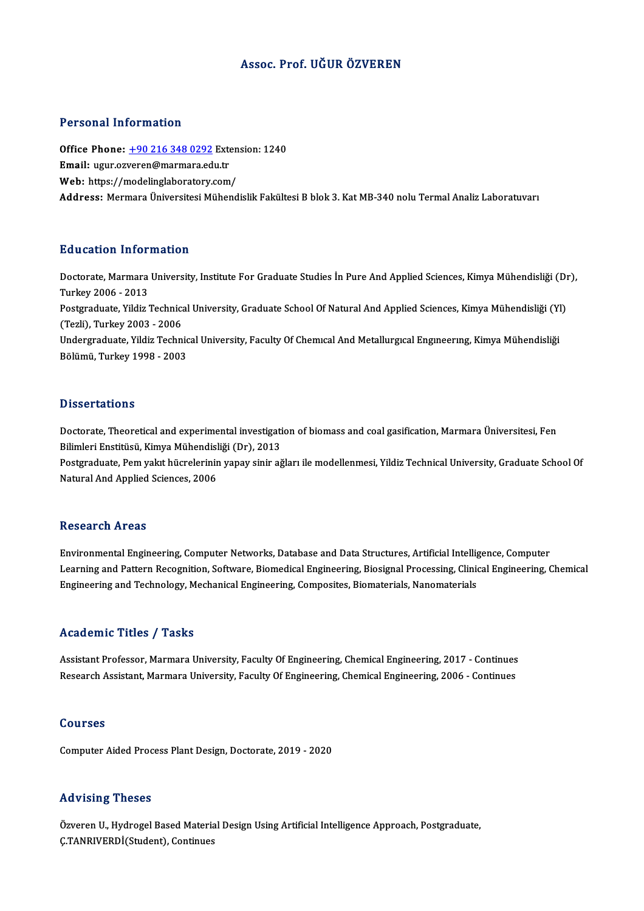# Assoc. Prof. UĞUR ÖZVEREN

## Personal Information

**Office Phone:** +90 216 348 0292 Extension: 1240
**Email:** ugur.ozveren@marmara.edu.tr
**Web:** https://modelinglaboratory.com/
**Address:** Mermara Üniversitesi Mühendislik Fakültesi B blok 3. Kat MB-340 nolu Termal Analiz Laboratuvarı

## Education Information

Doctorate, Marmara University, Institute For Graduate Studies İn Pure And Applied Sciences, Kimya Mühendisliği (Dr), Turkey 2006 - 2013
Postgraduate, Yildiz Technical University, Graduate School Of Natural And Applied Sciences, Kimya Mühendisliği (Yl) (Tezli), Turkey 2003 - 2006
Undergraduate, Yildiz Technical University, Faculty Of Chemıcal And Metallurgıcal Engıneerıng, Kimya Mühendisliği Bölümü, Turkey 1998 - 2003

## Dissertations

Doctorate, Theoretical and experimental investigation of biomass and coal gasification, Marmara Üniversitesi, Fen Bilimleri Enstitüsü, Kimya Mühendisliği (Dr), 2013
Postgraduate, Pem yakıt hücrelerinin yapay sinir ağları ile modellenmesi, Yildiz Technical University, Graduate School Of Natural And Applied Sciences, 2006

## Research Areas

Environmental Engineering, Computer Networks, Database and Data Structures, Artificial Intelligence, Computer Learning and Pattern Recognition, Software, Biomedical Engineering, Biosignal Processing, Clinical Engineering, Chemical Engineering and Technology, Mechanical Engineering, Composites, Biomaterials, Nanomaterials

## Academic Titles / Tasks

Assistant Professor, Marmara University, Faculty Of Engineering, Chemical Engineering, 2017 - Continues
Research Assistant, Marmara University, Faculty Of Engineering, Chemical Engineering, 2006 - Continues

## Courses

Computer Aided Process Plant Design, Doctorate, 2019 - 2020

## Advising Theses

Özveren U., Hydrogel Based Material Design Using Artificial Intelligence Approach, Postgraduate, Ç.TANRIVERDİ(Student), Continues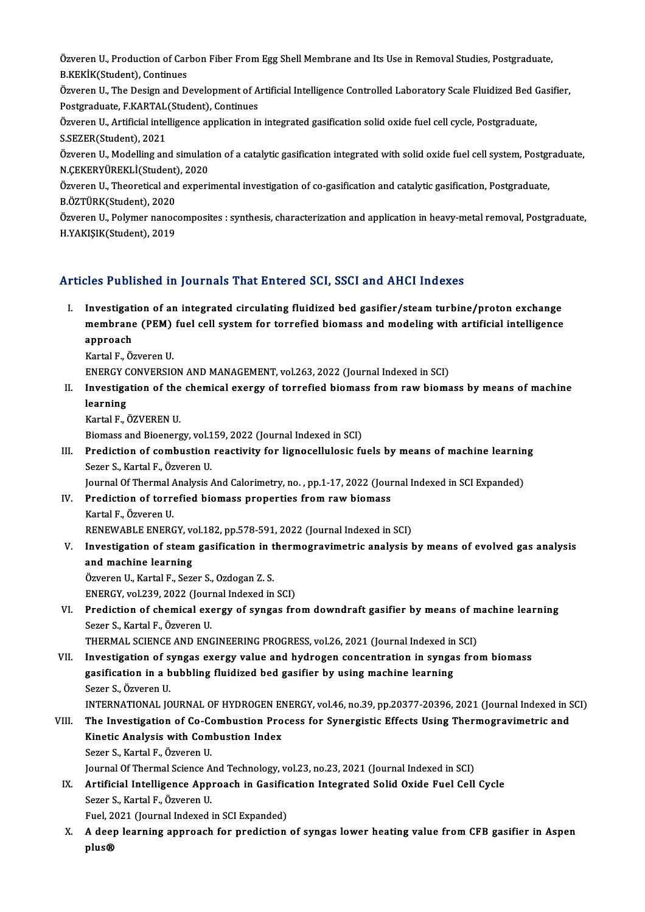Özveren U., Production of Carbon Fiber From Egg Shell Membrane and Its Use in Removal Studies, Postgraduate, B.KEKİK(Student), Continues

Özveren U., The Design and Development of Artificial Intelligence Controlled Laboratory Scale Fluidized Bed Gasifier, Postgraduate, F.KARTAL(Student), Continues

Özveren U., Artificial intelligence application in integrated gasification solid oxide fuel cell cycle, Postgraduate, S.SEZER(Student), 2021

Özveren U., Modelling and simulation of a catalytic gasification integrated with solid oxide fuel cell system, Postgraduate, N.ÇEKERYÜREKLİ(Student), 2020

Özveren U., Theoretical and experimental investigation of co-gasification and catalytic gasification, Postgraduate, B.ÖZTÜRK(Student), 2020

Özveren U., Polymer nanocomposites : synthesis, characterization and application in heavy-metal removal, Postgraduate, H.YAKIŞIK(Student), 2019

## Articles Published in Journals That Entered SCI, SSCI and AHCI Indexes

I. **Investigation of an integrated circulating fluidized bed gasifier/steam turbine/proton exchange membrane (PEM) fuel cell system for torrefied biomass and modeling with artificial intelligence approach**
Kartal F., Özveren U.
ENERGY CONVERSION AND MANAGEMENT, vol.263, 2022 (Journal Indexed in SCI)

II. **Investigation of the chemical exergy of torrefied biomass from raw biomass by means of machine learning**
Kartal F., ÖZVEREN U.
Biomass and Bioenergy, vol.159, 2022 (Journal Indexed in SCI)

III. **Prediction of combustion reactivity for lignocellulosic fuels by means of machine learning**
Sezer S., Kartal F., Özveren U.
Journal Of Thermal Analysis And Calorimetry, no. , pp.1-17, 2022 (Journal Indexed in SCI Expanded)

IV. **Prediction of torrefied biomass properties from raw biomass**
Kartal F., Özveren U.
RENEWABLE ENERGY, vol.182, pp.578-591, 2022 (Journal Indexed in SCI)

V. **Investigation of steam gasification in thermogravimetric analysis by means of evolved gas analysis and machine learning**
Özveren U., Kartal F., Sezer S., Ozdogan Z. S.
ENERGY, vol.239, 2022 (Journal Indexed in SCI)

VI. **Prediction of chemical exergy of syngas from downdraft gasifier by means of machine learning**
Sezer S., Kartal F., Özveren U.
THERMAL SCIENCE AND ENGINEERING PROGRESS, vol.26, 2021 (Journal Indexed in SCI)

VII. **Investigation of syngas exergy value and hydrogen concentration in syngas from biomass gasification in a bubbling fluidized bed gasifier by using machine learning**
Sezer S., Özveren U.
INTERNATIONAL JOURNAL OF HYDROGEN ENERGY, vol.46, no.39, pp.20377-20396, 2021 (Journal Indexed in SCI)

VIII. **The Investigation of Co-Combustion Process for Synergistic Effects Using Thermogravimetric and Kinetic Analysis with Combustion Index**
Sezer S., Kartal F., Özveren U.
Journal Of Thermal Science And Technology, vol.23, no.23, 2021 (Journal Indexed in SCI)

IX. **Artificial Intelligence Approach in Gasification Integrated Solid Oxide Fuel Cell Cycle**
Sezer S., Kartal F., Özveren U.
Fuel, 2021 (Journal Indexed in SCI Expanded)

X. **A deep learning approach for prediction of syngas lower heating value from CFB gasifier in Aspen plus®**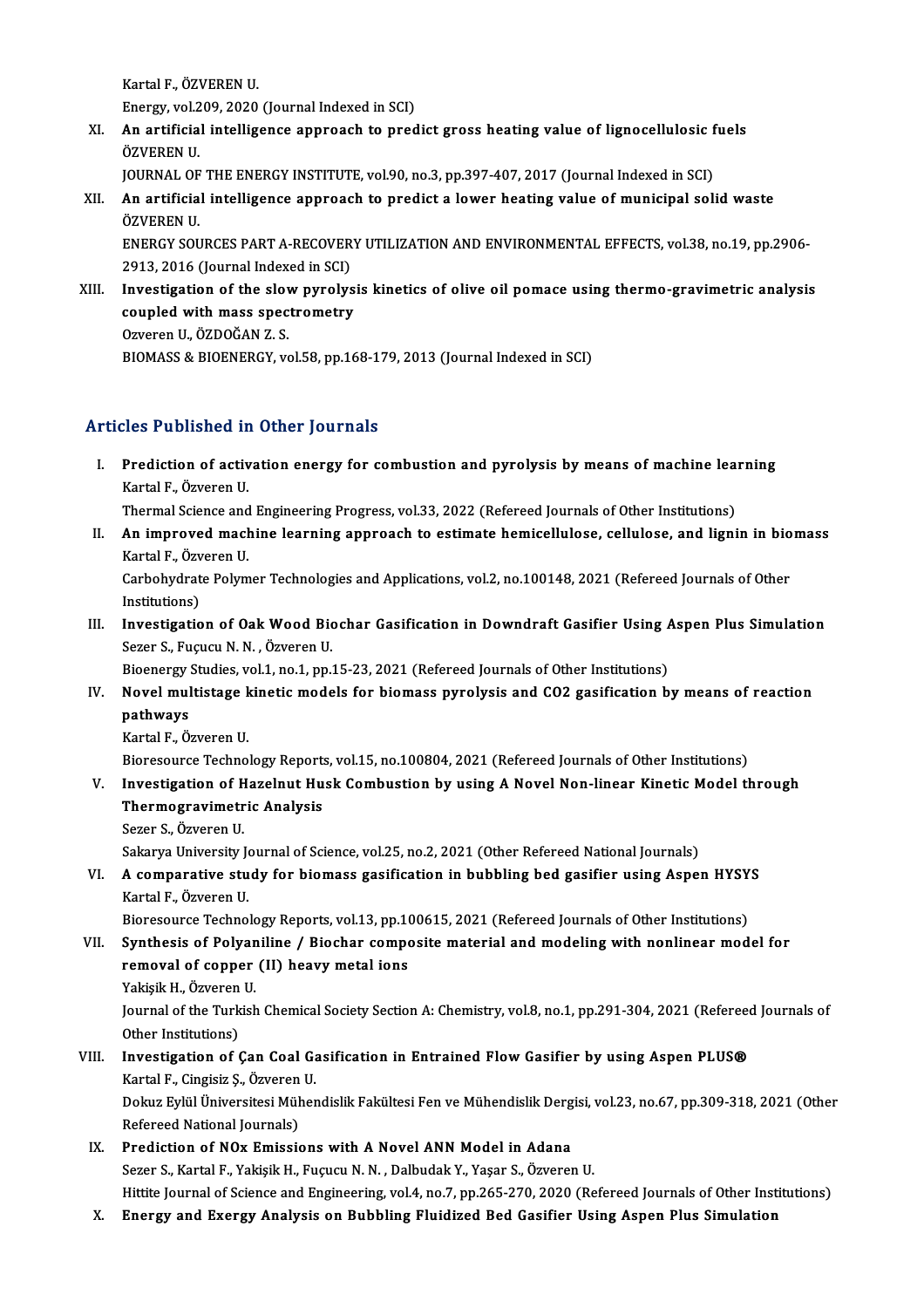Kartal F., ÖZVEREN U.
Energy, vol.209, 2020 (Journal Indexed in SCI)

XI. **An artificial intelligence approach to predict gross heating value of lignocellulosic fuels**
ÖZVEREN U.
JOURNAL OF THE ENERGY INSTITUTE, vol.90, no.3, pp.397-407, 2017 (Journal Indexed in SCI)

XII. **An artificial intelligence approach to predict a lower heating value of municipal solid waste**
ÖZVEREN U.
ENERGY SOURCES PART A-RECOVERY UTILIZATION AND ENVIRONMENTAL EFFECTS, vol.38, no.19, pp.2906-2913, 2016 (Journal Indexed in SCI)

XIII. **Investigation of the slow pyrolysis kinetics of olive oil pomace using thermo-gravimetric analysis coupled with mass spectrometry**
Ozveren U., ÖZDOĞAN Z. S.
BIOMASS & BIOENERGY, vol.58, pp.168-179, 2013 (Journal Indexed in SCI)

## Articles Published in Other Journals

I. **Prediction of activation energy for combustion and pyrolysis by means of machine learning**
Kartal F., Özveren U.
Thermal Science and Engineering Progress, vol.33, 2022 (Refereed Journals of Other Institutions)

II. **An improved machine learning approach to estimate hemicellulose, cellulose, and lignin in biomass**
Kartal F., Özveren U.
Carbohydrate Polymer Technologies and Applications, vol.2, no.100148, 2021 (Refereed Journals of Other Institutions)

III. **Investigation of Oak Wood Biochar Gasification in Downdraft Gasifier Using Aspen Plus Simulation**
Sezer S., Fuçucu N. N. , Özveren U.
Bioenergy Studies, vol.1, no.1, pp.15-23, 2021 (Refereed Journals of Other Institutions)

IV. **Novel multistage kinetic models for biomass pyrolysis and CO2 gasification by means of reaction pathways**
Kartal F., Özveren U.
Bioresource Technology Reports, vol.15, no.100804, 2021 (Refereed Journals of Other Institutions)

V. **Investigation of Hazelnut Husk Combustion by using A Novel Non-linear Kinetic Model through Thermogravimetric Analysis**
Sezer S., Özveren U.
Sakarya University Journal of Science, vol.25, no.2, 2021 (Other Refereed National Journals)

VI. **A comparative study for biomass gasification in bubbling bed gasifier using Aspen HYSYS**
Kartal F., Özveren U.
Bioresource Technology Reports, vol.13, pp.100615, 2021 (Refereed Journals of Other Institutions)

VII. **Synthesis of Polyaniline / Biochar composite material and modeling with nonlinear model for removal of copper (II) heavy metal ions**
Yakişik H., Özveren U.
Journal of the Turkish Chemical Society Section A: Chemistry, vol.8, no.1, pp.291-304, 2021 (Refereed Journals of Other Institutions)

VIII. **Investigation of Çan Coal Gasification in Entrained Flow Gasifier by using Aspen PLUS®**
Kartal F., Cingisiz Ş., Özveren U.
Dokuz Eylül Üniversitesi Mühendislik Fakültesi Fen ve Mühendislik Dergisi, vol.23, no.67, pp.309-318, 2021 (Other Refereed National Journals)

IX. **Prediction of NOx Emissions with A Novel ANN Model in Adana**
Sezer S., Kartal F., Yakişik H., Fuçucu N. N. , Dalbudak Y., Yaşar S., Özveren U.
Hittite Journal of Science and Engineering, vol.4, no.7, pp.265-270, 2020 (Refereed Journals of Other Institutions)

X. **Energy and Exergy Analysis on Bubbling Fluidized Bed Gasifier Using Aspen Plus Simulation**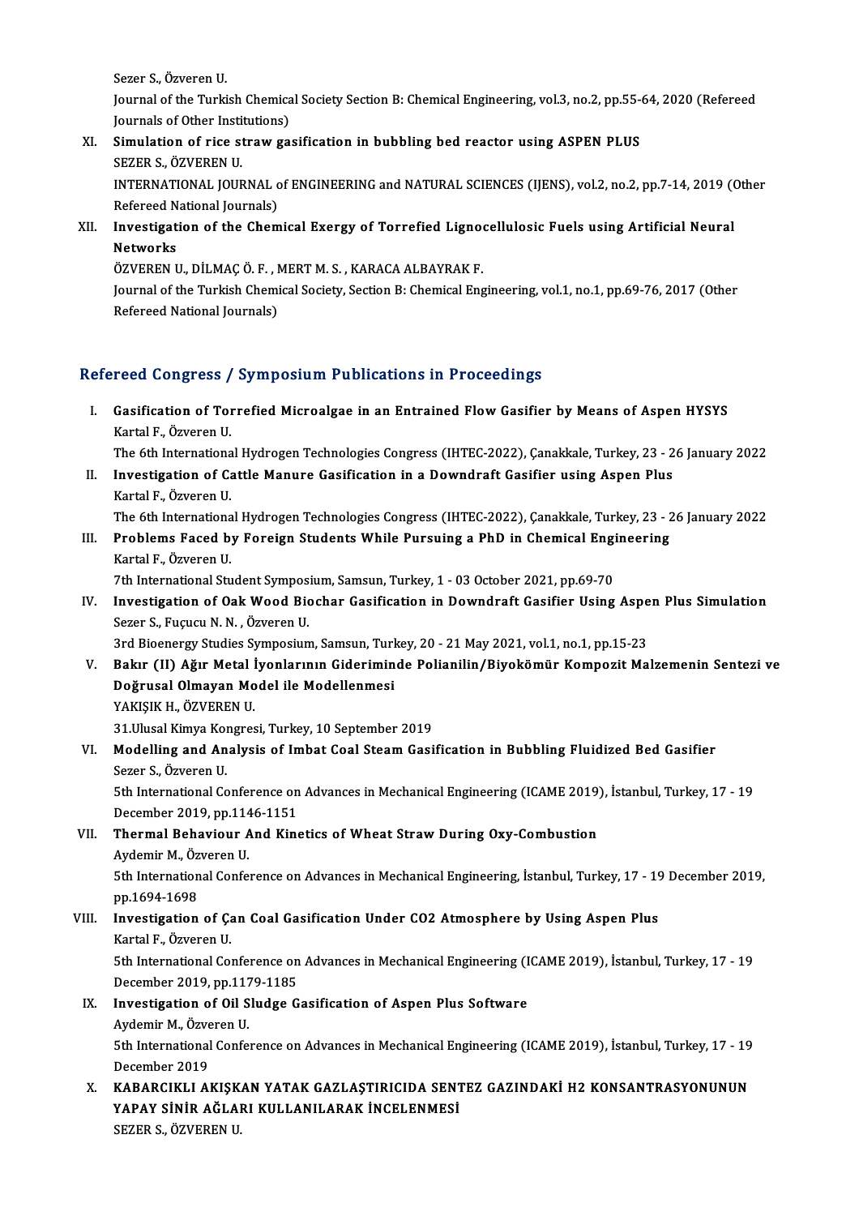Sezer S., Özveren U.
Journal of the Turkish Chemical Society Section B: Chemical Engineering, vol.3, no.2, pp.55-64, 2020 (Refereed Journals of Other Institutions)

XI. **Simulation of rice straw gasification in bubbling bed reactor using ASPEN PLUS**
SEZER S., ÖZVEREN U.
INTERNATIONAL JOURNAL of ENGINEERING and NATURAL SCIENCES (IJENS), vol.2, no.2, pp.7-14, 2019 (Other Refereed National Journals)

XII. **Investigation of the Chemical Exergy of Torrefied Lignocellulosic Fuels using Artificial Neural Networks**
ÖZVEREN U., DİLMAÇ Ö. F. , MERT M. S. , KARACA ALBAYRAK F.
Journal of the Turkish Chemical Society, Section B: Chemical Engineering, vol.1, no.1, pp.69-76, 2017 (Other Refereed National Journals)

## Refereed Congress / Symposium Publications in Proceedings

I. **Gasification of Torrefied Microalgae in an Entrained Flow Gasifier by Means of Aspen HYSYS**
Kartal F., Özveren U.
The 6th International Hydrogen Technologies Congress (IHTEC-2022), Çanakkale, Turkey, 23 - 26 January 2022

II. **Investigation of Cattle Manure Gasification in a Downdraft Gasifier using Aspen Plus**
Kartal F., Özveren U.
The 6th International Hydrogen Technologies Congress (IHTEC-2022), Çanakkale, Turkey, 23 - 26 January 2022

III. **Problems Faced by Foreign Students While Pursuing a PhD in Chemical Engineering**
Kartal F., Özveren U.
7th International Student Symposium, Samsun, Turkey, 1 - 03 October 2021, pp.69-70

IV. **Investigation of Oak Wood Biochar Gasification in Downdraft Gasifier Using Aspen Plus Simulation**
Sezer S., Fuçucu N. N. , Özveren U.
3rd Bioenergy Studies Symposium, Samsun, Turkey, 20 - 21 May 2021, vol.1, no.1, pp.15-23

V. **Bakır (II) Ağır Metal İyonlarının Gideriminde Polianilin/Biyokömür Kompozit Malzemenin Sentezi ve Doğrusal Olmayan Model ile Modellenmesi**
YAKIŞIK H., ÖZVEREN U.
31.Ulusal Kimya Kongresi, Turkey, 10 September 2019

VI. **Modelling and Analysis of Imbat Coal Steam Gasification in Bubbling Fluidized Bed Gasifier**
Sezer S., Özveren U.
5th International Conference on Advances in Mechanical Engineering (ICAME 2019), İstanbul, Turkey, 17 - 19 December 2019, pp.1146-1151

VII. **Thermal Behaviour And Kinetics of Wheat Straw During Oxy-Combustion**
Aydemir M., Özveren U.
5th International Conference on Advances in Mechanical Engineering, İstanbul, Turkey, 17 - 19 December 2019, pp.1694-1698

VIII. **Investigation of Çan Coal Gasification Under CO2 Atmosphere by Using Aspen Plus**
Kartal F., Özveren U.
5th International Conference on Advances in Mechanical Engineering (ICAME 2019), İstanbul, Turkey, 17 - 19 December 2019, pp.1179-1185

IX. **Investigation of Oil Sludge Gasification of Aspen Plus Software**
Aydemir M., Özveren U.
5th International Conference on Advances in Mechanical Engineering (ICAME 2019), İstanbul, Turkey, 17 - 19 December 2019

X. **KABARCIKLI AKIŞKAN YATAK GAZLAŞTIRICIDA SENTEZ GAZINDAKİ H2 KONSANTRASYONUNUN YAPAY SİNİR AĞLARI KULLANILARAK İNCELENMESİ**
SEZER S., ÖZVEREN U.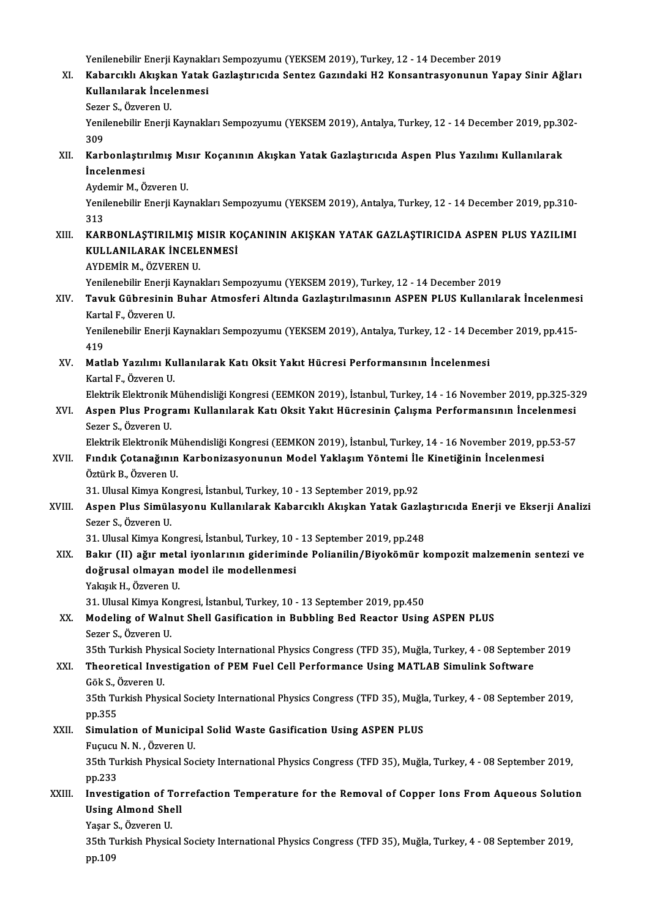Yenilenebilir Enerji Kaynakları Sempozyumu (YEKSEM 2019), Turkey, 12 - 14 December 2019

XI. **Kabarcıklı Akışkan Yatak Gazlaştırıcıda Sentez Gazındaki H2 Konsantrasyonunun Yapay Sinir Ağları Kullanılarak İncelenmesi**
Sezer S., Özveren U.
Yenilenebilir Enerji Kaynakları Sempozyumu (YEKSEM 2019), Antalya, Turkey, 12 - 14 December 2019, pp.302-309

XII. **Karbonlaştırılmış Mısır Koçanının Akışkan Yatak Gazlaştırıcıda Aspen Plus Yazılımı Kullanılarak İncelenmesi**
Aydemir M., Özveren U.
Yenilenebilir Enerji Kaynakları Sempozyumu (YEKSEM 2019), Antalya, Turkey, 12 - 14 December 2019, pp.310-313

XIII. **KARBONLAŞTIRILMIŞ MISIR KOÇANININ AKIŞKAN YATAK GAZLAŞTIRICIDA ASPEN PLUS YAZILIMI KULLANILARAK İNCELENMESİ**
AYDEMİR M., ÖZVEREN U.
Yenilenebilir Enerji Kaynakları Sempozyumu (YEKSEM 2019), Turkey, 12 - 14 December 2019

XIV. **Tavuk Gübresinin Buhar Atmosferi Altında Gazlaştırılmasının ASPEN PLUS Kullanılarak İncelenmesi**
Kartal F., Özveren U.
Yenilenebilir Enerji Kaynakları Sempozyumu (YEKSEM 2019), Antalya, Turkey, 12 - 14 December 2019, pp.415-419

XV. **Matlab Yazılımı Kullanılarak Katı Oksit Yakıt Hücresi Performansının İncelenmesi**
Kartal F., Özveren U.
Elektrik Elektronik Mühendisliği Kongresi (EEMKON 2019), İstanbul, Turkey, 14 - 16 November 2019, pp.325-329

XVI. **Aspen Plus Programı Kullanılarak Katı Oksit Yakıt Hücresinin Çalışma Performansının İncelenmesi**
Sezer S., Özveren U.
Elektrik Elektronik Mühendisliği Kongresi (EEMKON 2019), İstanbul, Turkey, 14 - 16 November 2019, pp.53-57

XVII. **Fındık Çotanağının Karbonizasyonunun Model Yaklaşım Yöntemi İle Kinetiğinin İncelenmesi**
Öztürk B., Özveren U.
31. Ulusal Kimya Kongresi, İstanbul, Turkey, 10 - 13 September 2019, pp.92

XVIII. **Aspen Plus Simülasyonu Kullanılarak Kabarcıklı Akışkan Yatak Gazlaştırıcıda Enerji ve Ekserji Analizi**
Sezer S., Özveren U.
31. Ulusal Kimya Kongresi, İstanbul, Turkey, 10 - 13 September 2019, pp.248

XIX. **Bakır (II) ağır metal iyonlarının gideriminde Polianilin/Biyokömür kompozit malzemenin sentezi ve doğrusal olmayan model ile modellenmesi**
Yakışık H., Özveren U.
31. Ulusal Kimya Kongresi, İstanbul, Turkey, 10 - 13 September 2019, pp.450

XX. **Modeling of Walnut Shell Gasification in Bubbling Bed Reactor Using ASPEN PLUS**
Sezer S., Özveren U.
35th Turkish Physical Society International Physics Congress (TFD 35), Muğla, Turkey, 4 - 08 September 2019

XXI. **Theoretical Investigation of PEM Fuel Cell Performance Using MATLAB Simulink Software**
Gök S., Özveren U.
35th Turkish Physical Society International Physics Congress (TFD 35), Muğla, Turkey, 4 - 08 September 2019, pp.355

XXII. **Simulation of Municipal Solid Waste Gasification Using ASPEN PLUS**
Fuçucu N. N. , Özveren U.
35th Turkish Physical Society International Physics Congress (TFD 35), Muğla, Turkey, 4 - 08 September 2019, pp.233

XXIII. **Investigation of Torrefaction Temperature for the Removal of Copper Ions From Aqueous Solution Using Almond Shell**
Yaşar S., Özveren U.
35th Turkish Physical Society International Physics Congress (TFD 35), Muğla, Turkey, 4 - 08 September 2019, pp.109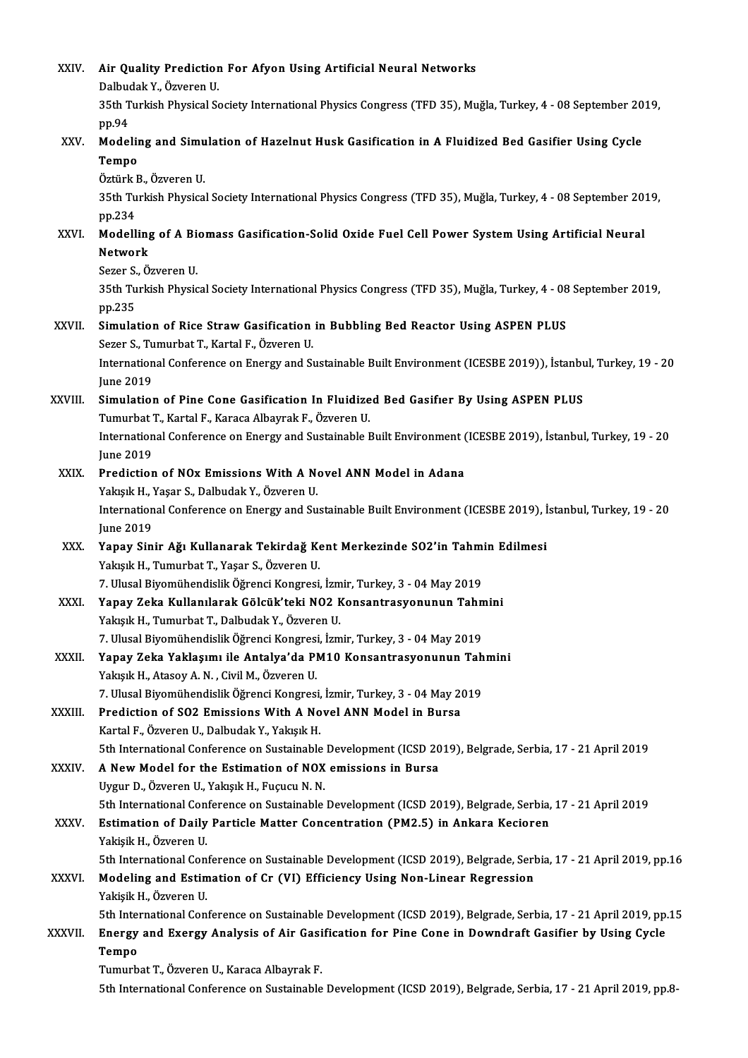XXIV. **Air Quality Prediction For Afyon Using Artificial Neural Networks**
Dalbudak Y., Özveren U.
35th Turkish Physical Society International Physics Congress (TFD 35), Muğla, Turkey, 4 - 08 September 2019, pp.94

XXV. **Modeling and Simulation of Hazelnut Husk Gasification in A Fluidized Bed Gasifier Using Cycle Tempo**
Öztürk B., Özveren U.
35th Turkish Physical Society International Physics Congress (TFD 35), Muğla, Turkey, 4 - 08 September 2019, pp.234

XXVI. **Modelling of A Biomass Gasification-Solid Oxide Fuel Cell Power System Using Artificial Neural Network**
Sezer S., Özveren U.
35th Turkish Physical Society International Physics Congress (TFD 35), Muğla, Turkey, 4 - 08 September 2019, pp.235

XXVII. **Simulation of Rice Straw Gasification in Bubbling Bed Reactor Using ASPEN PLUS**
Sezer S., Tumurbat T., Kartal F., Özveren U.
International Conference on Energy and Sustainable Built Environment (ICESBE 2019)), İstanbul, Turkey, 19 - 20 June 2019

XXVIII. **Simulation of Pine Cone Gasification In Fluidized Bed Gasifıer By Using ASPEN PLUS**
Tumurbat T., Kartal F., Karaca Albayrak F., Özveren U.
International Conference on Energy and Sustainable Built Environment (ICESBE 2019), İstanbul, Turkey, 19 - 20 June 2019

XXIX. **Prediction of NOx Emissions With A Novel ANN Model in Adana**
Yakışık H., Yaşar S., Dalbudak Y., Özveren U.
International Conference on Energy and Sustainable Built Environment (ICESBE 2019), İstanbul, Turkey, 19 - 20 June 2019

XXX. **Yapay Sinir Ağı Kullanarak Tekirdağ Kent Merkezinde SO2'in Tahmin Edilmesi**
Yakışık H., Tumurbat T., Yaşar S., Özveren U.
7. Ulusal Biyomühendislik Öğrenci Kongresi, İzmir, Turkey, 3 - 04 May 2019

XXXI. **Yapay Zeka Kullanılarak Gölcük'teki NO2 Konsantrasyonunun Tahmini**
Yakışık H., Tumurbat T., Dalbudak Y., Özveren U.
7. Ulusal Biyomühendislik Öğrenci Kongresi, İzmir, Turkey, 3 - 04 May 2019

XXXII. **Yapay Zeka Yaklaşımı ile Antalya'da PM10 Konsantrasyonunun Tahmini**
Yakışık H., Atasoy A. N. , Civil M., Özveren U.
7. Ulusal Biyomühendislik Öğrenci Kongresi, İzmir, Turkey, 3 - 04 May 2019

XXXIII. **Prediction of SO2 Emissions With A Novel ANN Model in Bursa**
Kartal F., Özveren U., Dalbudak Y., Yakışık H.
5th International Conference on Sustainable Development (ICSD 2019), Belgrade, Serbia, 17 - 21 April 2019

XXXIV. **A New Model for the Estimation of NOX emissions in Bursa**
Uygur D., Özveren U., Yakışık H., Fuçucu N. N.
5th International Conference on Sustainable Development (ICSD 2019), Belgrade, Serbia, 17 - 21 April 2019

XXXV. **Estimation of Daily Particle Matter Concentration (PM2.5) in Ankara Kecioren**
Yakişik H., Özveren U.
5th International Conference on Sustainable Development (ICSD 2019), Belgrade, Serbia, 17 - 21 April 2019, pp.16

XXXVI. **Modeling and Estimation of Cr (VI) Efficiency Using Non-Linear Regression**
Yakişik H., Özveren U.
5th International Conference on Sustainable Development (ICSD 2019), Belgrade, Serbia, 17 - 21 April 2019, pp.15

XXXVII. **Energy and Exergy Analysis of Air Gasification for Pine Cone in Downdraft Gasifier by Using Cycle Tempo**
Tumurbat T., Özveren U., Karaca Albayrak F.
5th International Conference on Sustainable Development (ICSD 2019), Belgrade, Serbia, 17 - 21 April 2019, pp.8-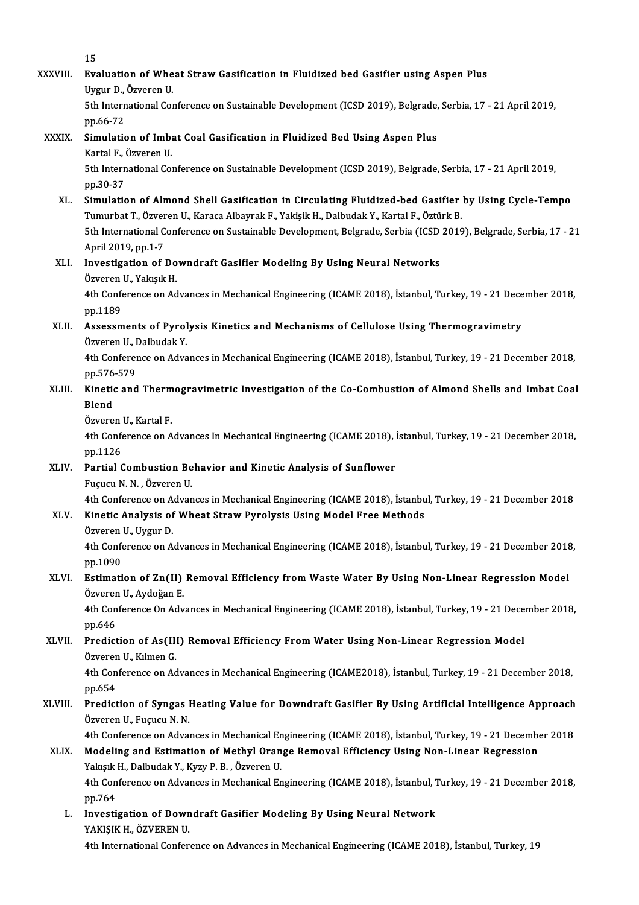XXXVIII. **Evaluation of Wheat Straw Gasification in Fluidized bed Gasifier using Aspen Plus**
Uygur D., Özveren U.
5th International Conference on Sustainable Development (ICSD 2019), Belgrade, Serbia, 17 - 21 April 2019, pp.66-72

XXXIX. **Simulation of Imbat Coal Gasification in Fluidized Bed Using Aspen Plus**
Kartal F., Özveren U.
5th International Conference on Sustainable Development (ICSD 2019), Belgrade, Serbia, 17 - 21 April 2019, pp.30-37

XL. **Simulation of Almond Shell Gasification in Circulating Fluidized-bed Gasifier by Using Cycle-Tempo**
Tumurbat T., Özveren U., Karaca Albayrak F., Yakişik H., Dalbudak Y., Kartal F., Öztürk B.
5th International Conference on Sustainable Development, Belgrade, Serbia (ICSD 2019), Belgrade, Serbia, 17 - 21 April 2019, pp.1-7

XLI. **Investigation of Downdraft Gasifier Modeling By Using Neural Networks**
Özveren U., Yakışık H.
4th Conference on Advances in Mechanical Engineering (ICAME 2018), İstanbul, Turkey, 19 - 21 December 2018, pp.1189

XLII. **Assessments of Pyrolysis Kinetics and Mechanisms of Cellulose Using Thermogravimetry**
Özveren U., Dalbudak Y.
4th Conference on Advances in Mechanical Engineering (ICAME 2018), İstanbul, Turkey, 19 - 21 December 2018, pp.576-579

XLIII. **Kinetic and Thermogravimetric Investigation of the Co-Combustion of Almond Shells and Imbat Coal Blend**
Özveren U., Kartal F.
4th Conference on Advances In Mechanical Engineering (ICAME 2018), İstanbul, Turkey, 19 - 21 December 2018, pp.1126

XLIV. **Partial Combustion Behavior and Kinetic Analysis of Sunflower**
Fuçucu N. N. , Özveren U.
4th Conference on Advances in Mechanical Engineering (ICAME 2018), İstanbul, Turkey, 19 - 21 December 2018

XLV. **Kinetic Analysis of Wheat Straw Pyrolysis Using Model Free Methods**
Özveren U., Uygur D.
4th Conference on Advances in Mechanical Engineering (ICAME 2018), İstanbul, Turkey, 19 - 21 December 2018, pp.1090

XLVI. **Estimation of Zn(II) Removal Efficiency from Waste Water By Using Non-Linear Regression Model**
Özveren U., Aydoğan E.
4th Conference On Advances in Mechanical Engineering (ICAME 2018), İstanbul, Turkey, 19 - 21 December 2018, pp.646

XLVII. **Prediction of As(III) Removal Efficiency From Water Using Non-Linear Regression Model**
Özveren U., Kılmen G.
4th Conference on Advances in Mechanical Engineering (ICAME2018), İstanbul, Turkey, 19 - 21 December 2018, pp.654

XLVIII. **Prediction of Syngas Heating Value for Downdraft Gasifier By Using Artificial Intelligence Approach**
Özveren U., Fuçucu N. N.
4th Conference on Advances in Mechanical Engineering (ICAME 2018), İstanbul, Turkey, 19 - 21 December 2018

XLIX. **Modeling and Estimation of Methyl Orange Removal Efficiency Using Non-Linear Regression**
Yakışık H., Dalbudak Y., Kyzy P. B. , Özveren U.
4th Conference on Advances in Mechanical Engineering (ICAME 2018), İstanbul, Turkey, 19 - 21 December 2018, pp.764

L. **Investigation of Downdraft Gasifier Modeling By Using Neural Network**
YAKIŞIK H., ÖZVEREN U.
4th International Conference on Advances in Mechanical Engineering (ICAME 2018), İstanbul, Turkey, 19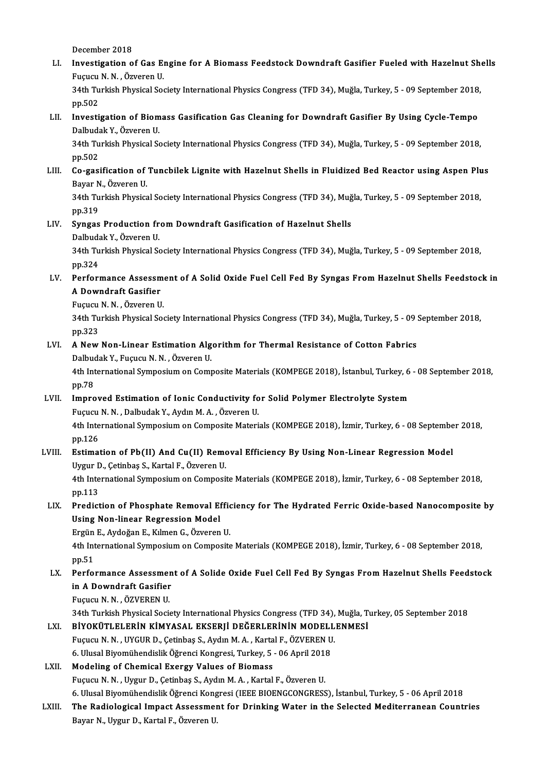December 2018

LI. **Investigation of Gas Engine for A Biomass Feedstock Downdraft Gasifier Fueled with Hazelnut Shells**
Fuçucu N. N. , Özveren U.
34th Turkish Physical Society International Physics Congress (TFD 34), Muğla, Turkey, 5 - 09 September 2018, pp.502

LII. **Investigation of Biomass Gasification Gas Cleaning for Downdraft Gasifier By Using Cycle-Tempo**
Dalbudak Y., Özveren U.
34th Turkish Physical Society International Physics Congress (TFD 34), Muğla, Turkey, 5 - 09 September 2018, pp.502

LIII. **Co-gasification of Tuncbilek Lignite with Hazelnut Shells in Fluidized Bed Reactor using Aspen Plus**
Bayar N., Özveren U.
34th Turkish Physical Society International Physics Congress (TFD 34), Muğla, Turkey, 5 - 09 September 2018, pp.319

LIV. **Syngas Production from Downdraft Gasification of Hazelnut Shells**
Dalbudak Y., Özveren U.
34th Turkish Physical Society International Physics Congress (TFD 34), Muğla, Turkey, 5 - 09 September 2018, pp.324

LV. **Performance Assessment of A Solid Oxide Fuel Cell Fed By Syngas From Hazelnut Shells Feedstock in A Downdraft Gasifier**
Fuçucu N. N. , Özveren U.
34th Turkish Physical Society International Physics Congress (TFD 34), Muğla, Turkey, 5 - 09 September 2018, pp.323

LVI. **A New Non-Linear Estimation Algorithm for Thermal Resistance of Cotton Fabrics**
Dalbudak Y., Fuçucu N. N. , Özveren U.
4th International Symposium on Composite Materials (KOMPEGE 2018), İstanbul, Turkey, 6 - 08 September 2018, pp.78

LVII. **Improved Estimation of Ionic Conductivity for Solid Polymer Electrolyte System**
Fuçucu N. N. , Dalbudak Y., Aydın M. A. , Özveren U.
4th International Symposium on Composite Materials (KOMPEGE 2018), İzmir, Turkey, 6 - 08 September 2018, pp.126

LVIII. **Estimation of Pb(II) And Cu(II) Removal Efficiency By Using Non-Linear Regression Model**
Uygur D., Çetinbaş S., Kartal F., Özveren U.
4th International Symposium on Composite Materials (KOMPEGE 2018), İzmir, Turkey, 6 - 08 September 2018, pp.113

LIX. **Prediction of Phosphate Removal Efficiency for The Hydrated Ferric Oxide-based Nanocomposite by Using Non-linear Regression Model**
Ergün E., Aydoğan E., Kılmen G., Özveren U.
4th International Symposium on Composite Materials (KOMPEGE 2018), İzmir, Turkey, 6 - 08 September 2018, pp.51

LX. **Performance Assessment of A Solide Oxide Fuel Cell Fed By Syngas From Hazelnut Shells Feedstock in A Downdraft Gasifier**
Fuçucu N. N. , ÖZVEREN U.
34th Turkish Physical Society International Physics Congress (TFD 34), Muğla, Turkey, 05 September 2018

LXI. **BİYOKÜTLELERİN KİMYASAL EKSERJİ DEĞERLERİNİN MODELLENMESİ**
Fuçucu N. N. , UYGUR D., Çetinbaş S., Aydın M. A. , Kartal F., ÖZVEREN U.
6. Ulusal Biyomühendislik Öğrenci Kongresi, Turkey, 5 - 06 April 2018

LXII. **Modeling of Chemical Exergy Values of Biomass**
Fuçucu N. N. , Uygur D., Çetinbaş S., Aydın M. A. , Kartal F., Özveren U.
6. Ulusal Biyomühendislik Öğrenci Kongresi (IEEE BIOENGCONGRESS), İstanbul, Turkey, 5 - 06 April 2018

LXIII. **The Radiological Impact Assessment for Drinking Water in the Selected Mediterranean Countries**
Bayar N., Uygur D., Kartal F., Özveren U.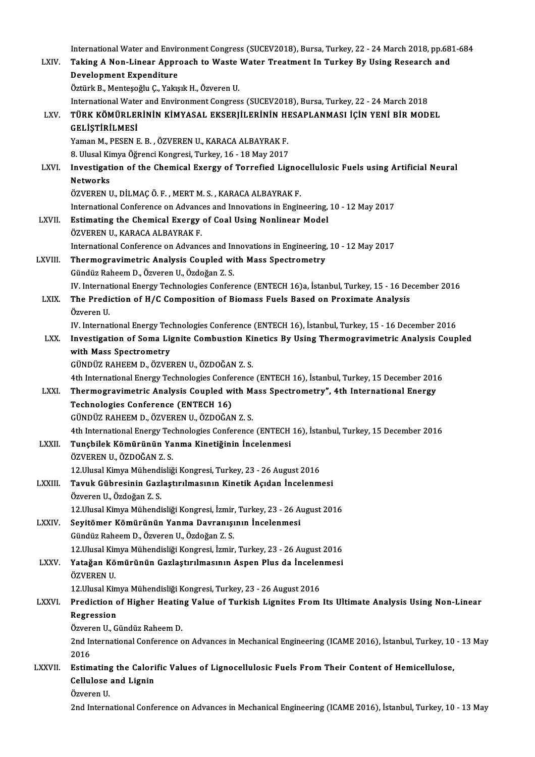International Water and Environment Congress (SUCEV2018), Bursa, Turkey, 22 - 24 March 2018, pp.681-684

LXIV. **Taking A Non-Linear Approach to Waste Water Treatment In Turkey By Using Research and Development Expenditure**
Öztürk B., Menteşoğlu Ç., Yakışık H., Özveren U.
International Water and Environment Congress (SUCEV2018), Bursa, Turkey, 22 - 24 March 2018

LXV. **TÜRK KÖMÜRLERİNİN KİMYASAL EKSERJİLERİNİN HESAPLANMASI İÇİN YENİ BİR MODEL GELİŞTİRİLMESİ**
Yaman M., PESEN E. B. , ÖZVEREN U., KARACA ALBAYRAK F.
8. Ulusal Kimya Öğrenci Kongresi, Turkey, 16 - 18 May 2017

LXVI. **Investigation of the Chemical Exergy of Torrefied Lignocellulosic Fuels using Artificial Neural Networks**
ÖZVEREN U., DİLMAÇ Ö. F. , MERT M. S. , KARACA ALBAYRAK F.
International Conference on Advances and Innovations in Engineering, 10 - 12 May 2017

LXVII. **Estimating the Chemical Exergy of Coal Using Nonlinear Model**
ÖZVEREN U., KARACA ALBAYRAK F.
International Conference on Advances and Innovations in Engineering, 10 - 12 May 2017

LXVIII. **Thermogravimetric Analysis Coupled with Mass Spectrometry**
Gündüz Raheem D., Özveren U., Özdoğan Z. S.
IV. International Energy Technologies Conference (ENTECH 16)a, İstanbul, Turkey, 15 - 16 December 2016

LXIX. **The Prediction of H/C Composition of Biomass Fuels Based on Proximate Analysis**
Özveren U.
IV. International Energy Technologies Conference (ENTECH 16), İstanbul, Turkey, 15 - 16 December 2016

LXX. **Investigation of Soma Lignite Combustion Kinetics By Using Thermogravimetric Analysis Coupled with Mass Spectrometry**
GÜNDÜZ RAHEEM D., ÖZVEREN U., ÖZDOĞAN Z. S.
4th International Energy Technologies Conference (ENTECH 16), İstanbul, Turkey, 15 December 2016

LXXI. **Thermogravimetric Analysis Coupled with Mass Spectrometry", 4th International Energy Technologies Conference (ENTECH 16)**
GÜNDÜZ RAHEEM D., ÖZVEREN U., ÖZDOĞAN Z. S.
4th International Energy Technologies Conference (ENTECH 16), İstanbul, Turkey, 15 December 2016

LXXII. **Tunçbilek Kömürünün Yanma Kinetiğinin İncelenmesi**
ÖZVEREN U., ÖZDOĞAN Z. S.
12.Ulusal Kimya Mühendisliği Kongresi, Turkey, 23 - 26 August 2016

LXXIII. **Tavuk Gübresinin Gazlaştırılmasının Kinetik Açıdan İncelenmesi**
Özveren U., Özdoğan Z. S.
12.Ulusal Kimya Mühendisliği Kongresi, İzmir, Turkey, 23 - 26 August 2016

LXXIV. **Seyitömer Kömürünün Yanma Davranışının İncelenmesi**
Gündüz Raheem D., Özveren U., Özdoğan Z. S.
12.Ulusal Kimya Mühendisliği Kongresi, İzmir, Turkey, 23 - 26 August 2016

LXXV. **Yatağan Kömürünün Gazlaştırılmasının Aspen Plus da İncelenmesi**
ÖZVEREN U.
12.Ulusal Kimya Mühendisliği Kongresi, Turkey, 23 - 26 August 2016

LXXVI. **Prediction of Higher Heating Value of Turkish Lignites From Its Ultimate Analysis Using Non-Linear Regression**
Özveren U., Gündüz Raheem D.
2nd International Conference on Advances in Mechanical Engineering (ICAME 2016), İstanbul, Turkey, 10 - 13 May 2016

LXXVII. **Estimating the Calorific Values of Lignocellulosic Fuels From Their Content of Hemicellulose, Cellulose and Lignin**
Özveren U.
2nd International Conference on Advances in Mechanical Engineering (ICAME 2016), İstanbul, Turkey, 10 - 13 May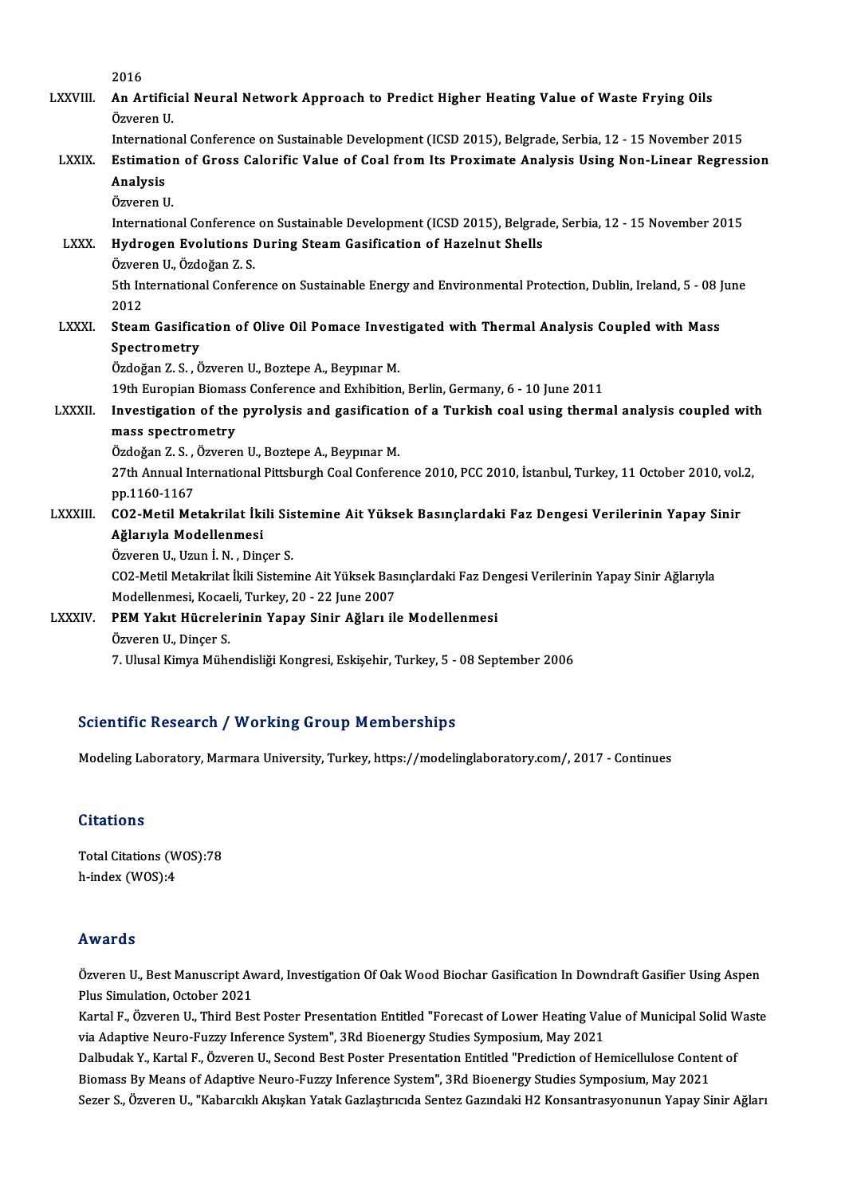2016

LXXVIII. **An Artificial Neural Network Approach to Predict Higher Heating Value of Waste Frying Oils**
Özveren U.
International Conference on Sustainable Development (ICSD 2015), Belgrade, Serbia, 12 - 15 November 2015

LXXIX. **Estimation of Gross Calorific Value of Coal from Its Proximate Analysis Using Non-Linear Regression Analysis**
Özveren U.
International Conference on Sustainable Development (ICSD 2015), Belgrade, Serbia, 12 - 15 November 2015

LXXX. **Hydrogen Evolutions During Steam Gasification of Hazelnut Shells**
Özveren U., Özdoğan Z. S.
5th International Conference on Sustainable Energy and Environmental Protection, Dublin, Ireland, 5 - 08 June 2012

LXXXI. **Steam Gasification of Olive Oil Pomace Investigated with Thermal Analysis Coupled with Mass Spectrometry**
Özdoğan Z. S. , Özveren U., Boztepe A., Beypınar M.
19th Europian Biomass Conference and Exhibition, Berlin, Germany, 6 - 10 June 2011

LXXXII. **Investigation of the pyrolysis and gasification of a Turkish coal using thermal analysis coupled with mass spectrometry**
Özdoğan Z. S. , Özveren U., Boztepe A., Beypınar M.
27th Annual International Pittsburgh Coal Conference 2010, PCC 2010, İstanbul, Turkey, 11 October 2010, vol.2, pp.1160-1167

LXXXIII. **CO2-Metil Metakrilat İkili Sistemine Ait Yüksek Basınçlardaki Faz Dengesi Verilerinin Yapay Sinir Ağlarıyla Modellenmesi**
Özveren U., Uzun İ. N. , Dinçer S.
CO2-Metil Metakrilat İkili Sistemine Ait Yüksek Basınçlardaki Faz Dengesi Verilerinin Yapay Sinir Ağlarıyla Modellenmesi, Kocaeli, Turkey, 20 - 22 June 2007

LXXXIV. **PEM Yakıt Hücrelerinin Yapay Sinir Ağları ile Modellenmesi**
Özveren U., Dinçer S.
7. Ulusal Kimya Mühendisliği Kongresi, Eskişehir, Turkey, 5 - 08 September 2006

## Scientific Research / Working Group Memberships

Modeling Laboratory, Marmara University, Turkey, https://modelinglaboratory.com/, 2017 - Continues

## Citations

Total Citations (WOS):78
h-index (WOS):4

## Awards

Özveren U., Best Manuscript Award, Investigation Of Oak Wood Biochar Gasification In Downdraft Gasifier Using Aspen Plus Simulation, October 2021

Kartal F., Özveren U., Third Best Poster Presentation Entitled "Forecast of Lower Heating Value of Municipal Solid Waste via Adaptive Neuro-Fuzzy Inference System", 3Rd Bioenergy Studies Symposium, May 2021

Dalbudak Y., Kartal F., Özveren U., Second Best Poster Presentation Entitled "Prediction of Hemicellulose Content of Biomass By Means of Adaptive Neuro-Fuzzy Inference System", 3Rd Bioenergy Studies Symposium, May 2021

Sezer S., Özveren U., "Kabarcıklı Akışkan Yatak Gazlaştırıcıda Sentez Gazındaki H2 Konsantrasyonunun Yapay Sinir Ağları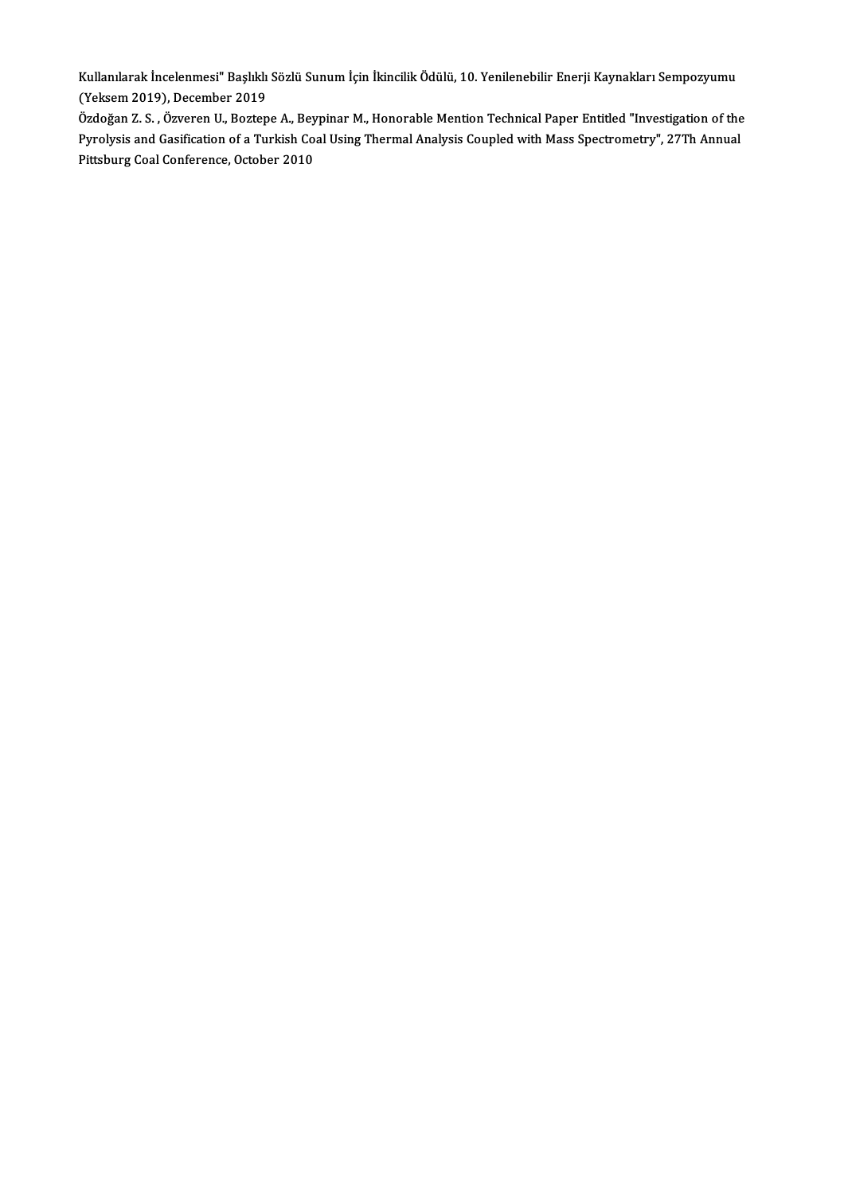Kullanılarak İncelenmesi" Başlıklı Sözlü Sunum İçin İkincilik Ödülü, 10. Yenilenebilir Enerji Kaynakları Sempozyumu (Yeksem 2019), December 2019

Özdoğan Z. S. , Özveren U., Boztepe A., Beypinar M., Honorable Mention Technical Paper Entitled "Investigation of the Pyrolysis and Gasification of a Turkish Coal Using Thermal Analysis Coupled with Mass Spectrometry", 27Th Annual Pittsburg Coal Conference, October 2010